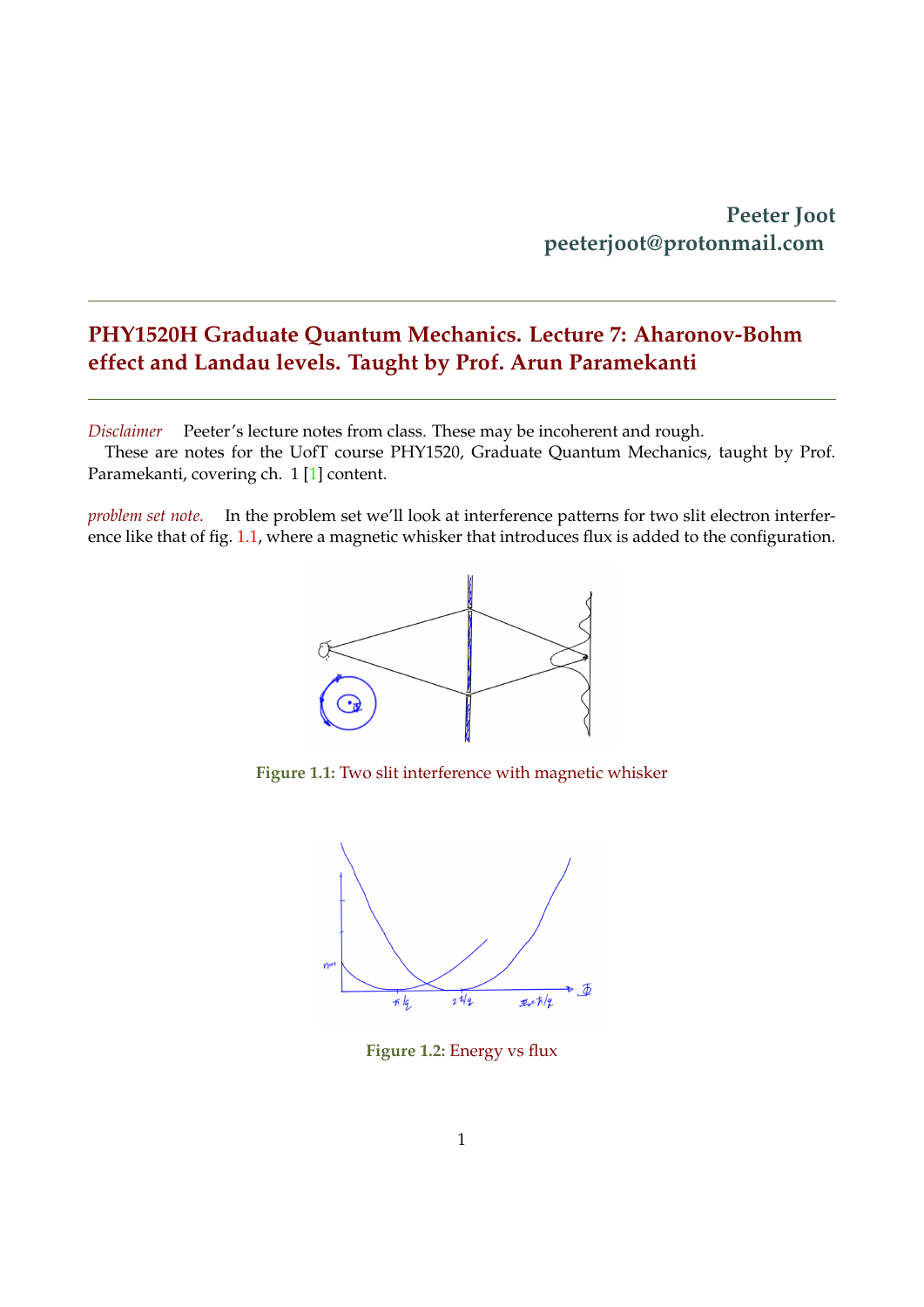Peeter Joot
peeterjoot@protonmail.com

## PHY1520H Graduate Quantum Mechanics. Lecture 7: Aharonov-Bohm effect and Landau levels. Taught by Prof. Arun Paramekanti

*Disclaimer* Peeter's lecture notes from class. These may be incoherent and rough.

These are notes for the UofT course PHY1520, Graduate Quantum Mechanics, taught by Prof. Paramekanti, covering ch. 1 [1] content.

*problem set note.* In the problem set we'll look at interference patterns for two slit electron interference like that of fig. 1.1, where a magnetic whisker that introduces flux is added to the configuration.

**Figure 1.1:** Two slit interference with magnetic whisker

**Figure 1.2:** Energy vs flux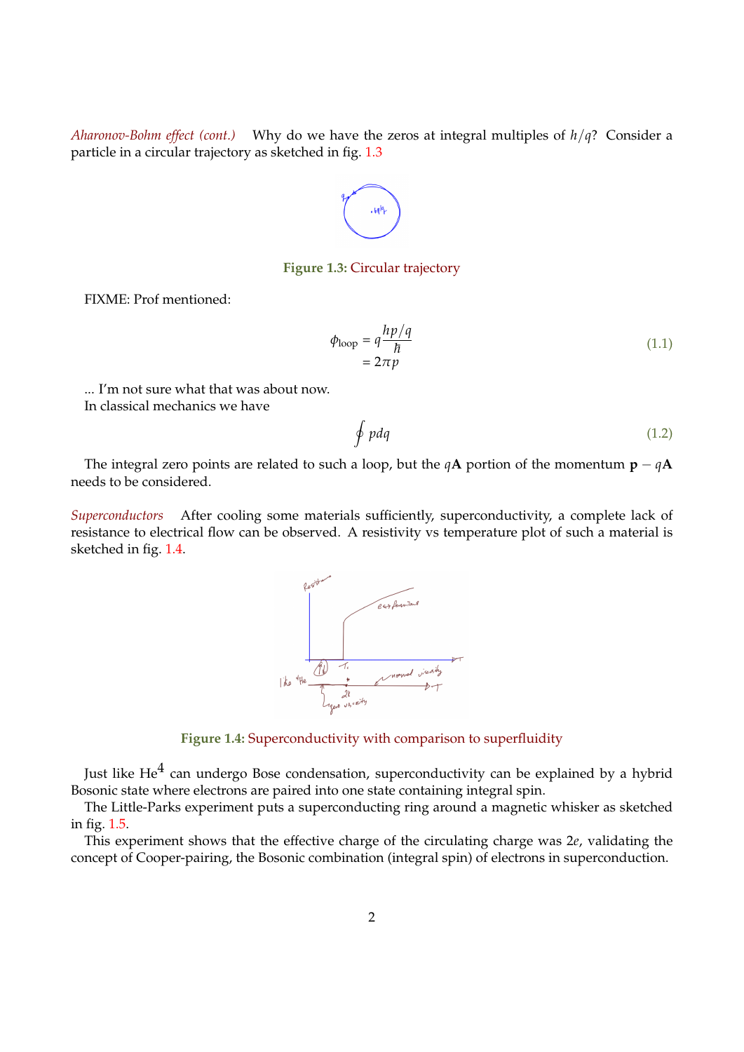*Aharonov-Bohm effect (cont.)* Why do we have the zeros at integral multiples of $h/q$? Consider a particle in a circular trajectory as sketched in fig. 1.3

Figure 1.3: Circular trajectory

FIXME: Prof mentioned:

$$
\begin{aligned}
\phi_{\text{loop}} &= q \frac{hp/q}{\hbar} \\
&= 2\pi p
\end{aligned}
\tag{1.1}
$$

... I'm not sure what that was about now.
In classical mechanics we have

$$
\oint p dq
\tag{1.2}
$$

The integral zero points are related to such a loop, but the $q\mathbf{A}$ portion of the momentum $\mathbf{p} - q\mathbf{A}$ needs to be considered.

*Superconductors* After cooling some materials sufficiently, superconductivity, a complete lack of resistance to electrical flow can be observed. A resistivity vs temperature plot of such a material is sketched in fig. 1.4.

Figure 1.4: Superconductivity with comparison to superfluidity

Just like $He^4$ can undergo Bose condensation, superconductivity can be explained by a hybrid Bosonic state where electrons are paired into one state containing integral spin.

The Little-Parks experiment puts a superconducting ring around a magnetic whisker as sketched in fig. 1.5.

This experiment shows that the effective charge of the circulating charge was $2e$, validating the concept of Cooper-pairing, the Bosonic combination (integral spin) of electrons in superconduction.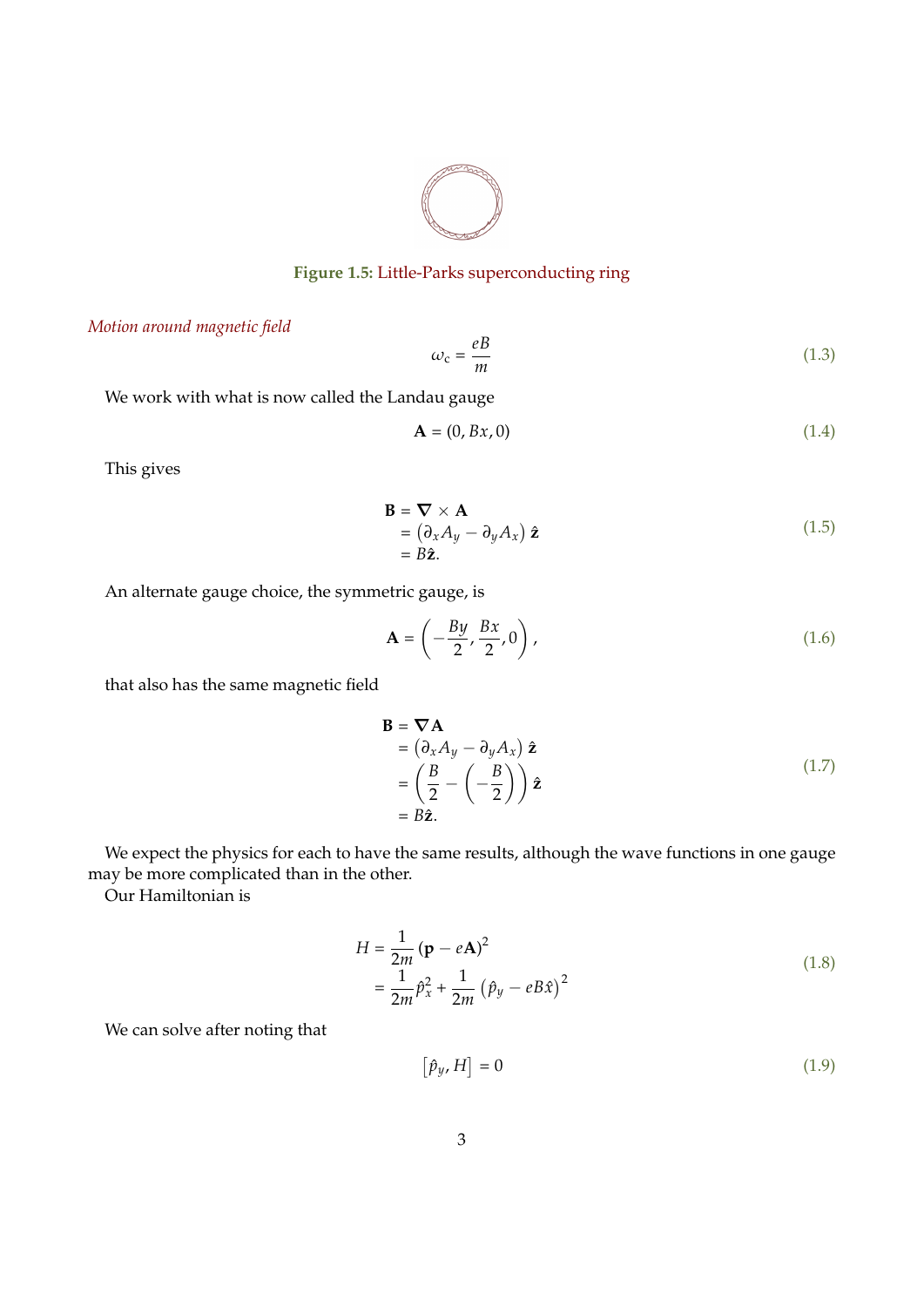Figure 1.5: Little-Parks superconducting ring

*Motion around magnetic field*

$$\omega_c = \frac{eB}{m} \tag{1.3}$$

We work with what is now called the Landau gauge

$$\mathbf{A} = (0, Bx, 0) \tag{1.4}$$

This gives

$$\begin{aligned}
\mathbf{B} &= \boldsymbol{\nabla} \times \mathbf{A} \\
&= \left(\partial_x A_y - \partial_y A_x\right) \hat{\mathbf{z}} \\
&= B\hat{\mathbf{z}}.
\end{aligned} \tag{1.5}$$

An alternate gauge choice, the symmetric gauge, is

$$\mathbf{A} = \left(-\frac{By}{2}, \frac{Bx}{2}, 0\right), \tag{1.6}$$

that also has the same magnetic field

$$\begin{aligned}
\mathbf{B} &= \boldsymbol{\nabla} \mathbf{A} \\
&= \left(\partial_x A_y - \partial_y A_x\right) \hat{\mathbf{z}} \\
&= \left(\frac{B}{2} - \left(-\frac{B}{2}\right)\right) \hat{\mathbf{z}} \\
&= B\hat{\mathbf{z}}.
\end{aligned} \tag{1.7}$$

We expect the physics for each to have the same results, although the wave functions in one gauge may be more complicated than in the other.

Our Hamiltonian is

$$\begin{aligned}
H &= \frac{1}{2m} \left(\mathbf{p} - e\mathbf{A}\right)^2 \\
&= \frac{1}{2m} \hat{p}_x^2 + \frac{1}{2m} \left(\hat{p}_y - eB\hat{x}\right)^2
\end{aligned} \tag{1.8}$$

We can solve after noting that

$$\left[\hat{p}_y, H\right] = 0 \tag{1.9}$$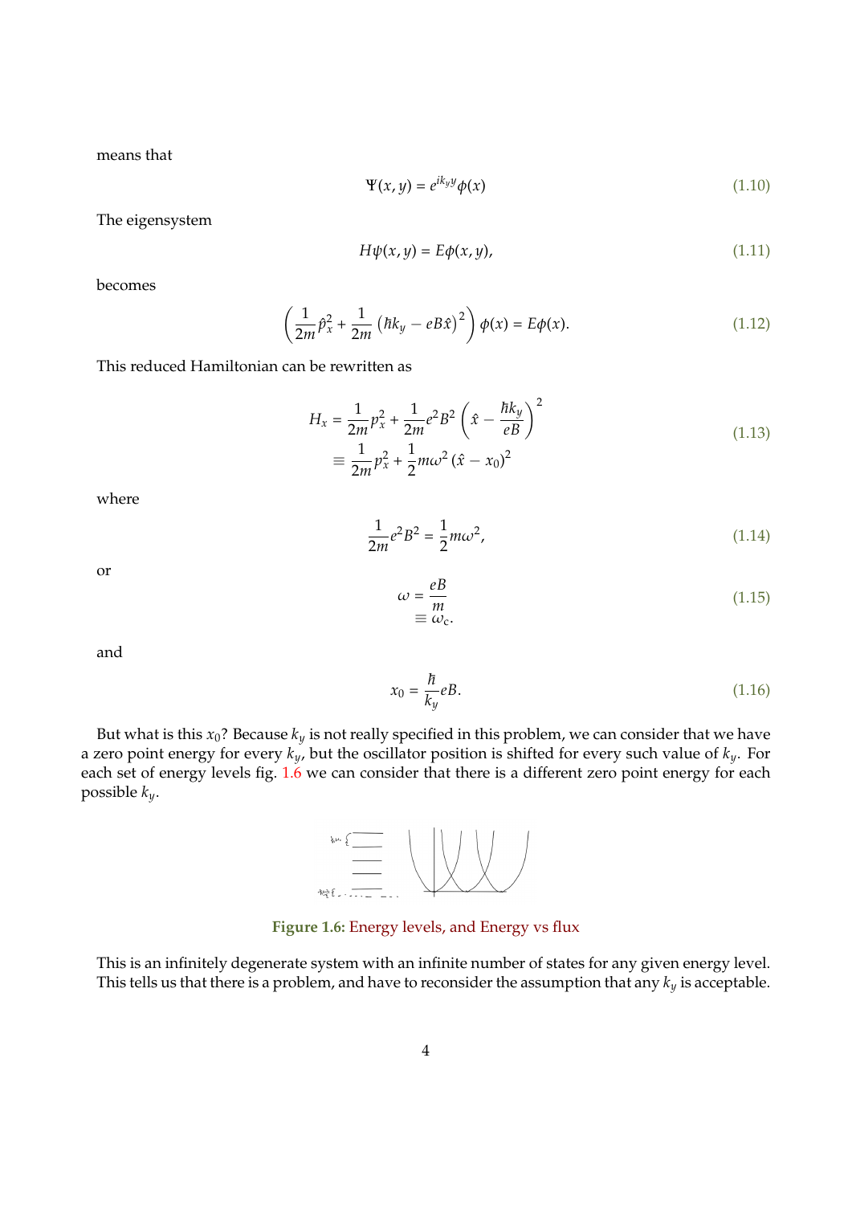means that

$$\Psi(x, y) = e^{ik_y y}\phi(x) \tag{1.10}$$

The eigensystem

$$H\psi(x, y) = E\phi(x, y), \tag{1.11}$$

becomes

$$\left(\frac{1}{2m}\hat{p}_x^2 + \frac{1}{2m}\left(\hbar k_y - eB\hat{x}\right)^2\right)\phi(x) = E\phi(x). \tag{1.12}$$

This reduced Hamiltonian can be rewritten as

$$\begin{aligned} H_x &= \frac{1}{2m}p_x^2 + \frac{1}{2m}e^2B^2\left(\hat{x} - \frac{\hbar k_y}{eB}\right)^2 \\ &\equiv \frac{1}{2m}p_x^2 + \frac{1}{2}m\omega^2\left(\hat{x} - x_0\right)^2 \end{aligned} \tag{1.13}$$

where

$$\frac{1}{2m}e^2B^2 = \frac{1}{2}m\omega^2, \tag{1.14}$$

or

$$\begin{aligned} \omega &= \frac{eB}{m} \\ &\equiv \omega_c. \end{aligned} \tag{1.15}$$

and

$$x_0 = \frac{\hbar}{k_y}eB. \tag{1.16}$$

But what is this $x_0$? Because $k_y$ is not really specified in this problem, we can consider that we have a zero point energy for every $k_y$, but the oscillator position is shifted for every such value of $k_y$. For each set of energy levels fig. 1.6 we can consider that there is a different zero point energy for each possible $k_y$.

Figure 1.6: Energy levels, and Energy vs flux

This is an infinitely degenerate system with an infinite number of states for any given energy level. This tells us that there is a problem, and have to reconsider the assumption that any $k_y$ is acceptable.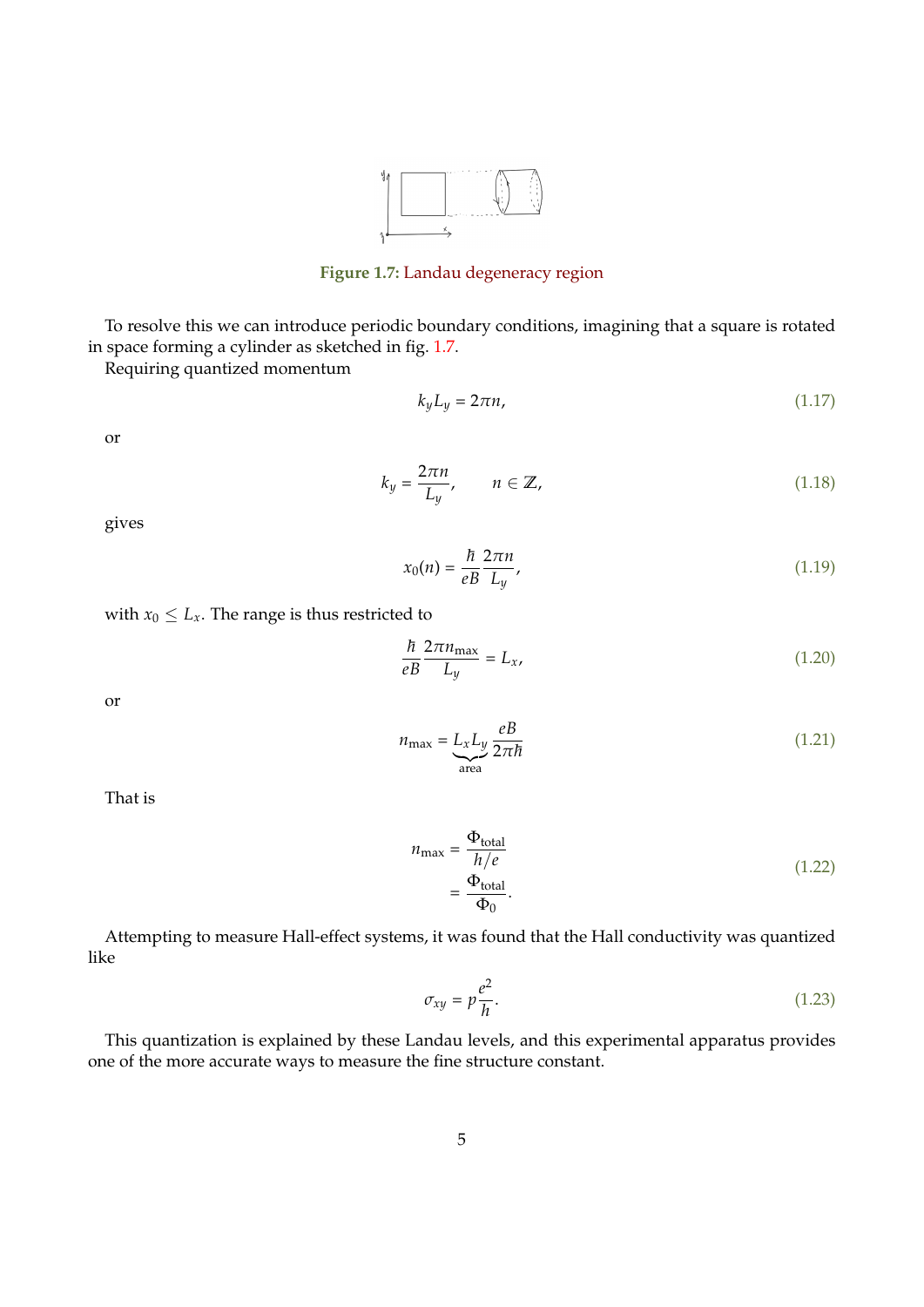Figure 1.7: Landau degeneracy region

To resolve this we can introduce periodic boundary conditions, imagining that a square is rotated in space forming a cylinder as sketched in fig. 1.7.

Requiring quantized momentum

$$k_y L_y = 2\pi n, \tag{1.17}$$

or

$$k_y = \frac{2\pi n}{L_y}, \qquad n \in \mathbb{Z}, \tag{1.18}$$

gives

$$x_0(n) = \frac{\hbar}{eB} \frac{2\pi n}{L_y}, \tag{1.19}$$

with $x_0 \le L_x$. The range is thus restricted to

$$\frac{\hbar}{eB} \frac{2\pi n_{\text{max}}}{L_y} = L_x, \tag{1.20}$$

or

$$n_{\text{max}} = \underbrace{L_x L_y}_{\text{area}} \frac{eB}{2\pi\hbar} \tag{1.21}$$

That is

$$\begin{aligned} n_{\text{max}} &= \frac{\Phi_{\text{total}}}{h/e} \\ &= \frac{\Phi_{\text{total}}}{\Phi_0}. \end{aligned} \tag{1.22}$$

Attempting to measure Hall-effect systems, it was found that the Hall conductivity was quantized like

$$\sigma_{xy} = p \frac{e^2}{h}. \tag{1.23}$$

This quantization is explained by these Landau levels, and this experimental apparatus provides one of the more accurate ways to measure the fine structure constant.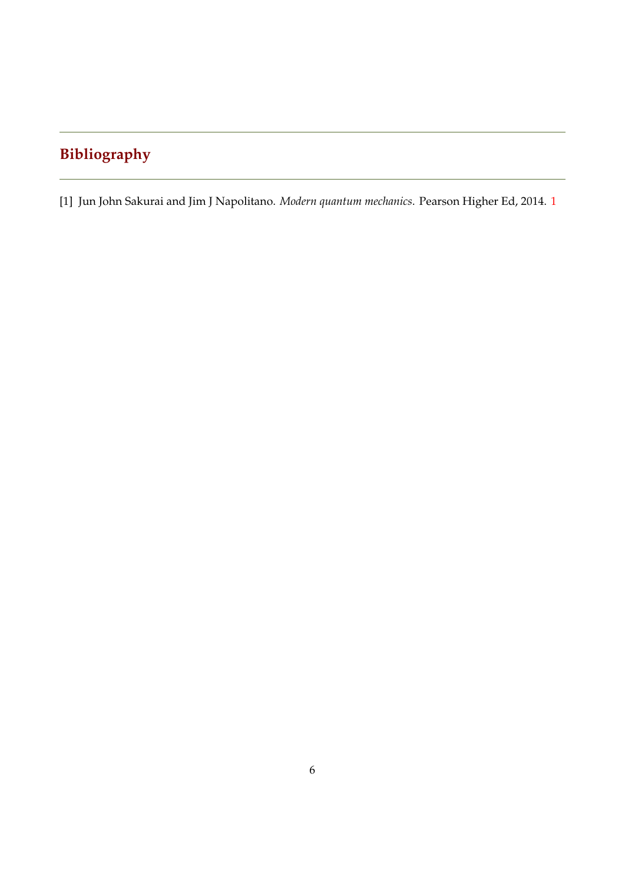# Bibliography

[1] Jun John Sakurai and Jim J Napolitano. *Modern quantum mechanics*. Pearson Higher Ed, 2014. 1